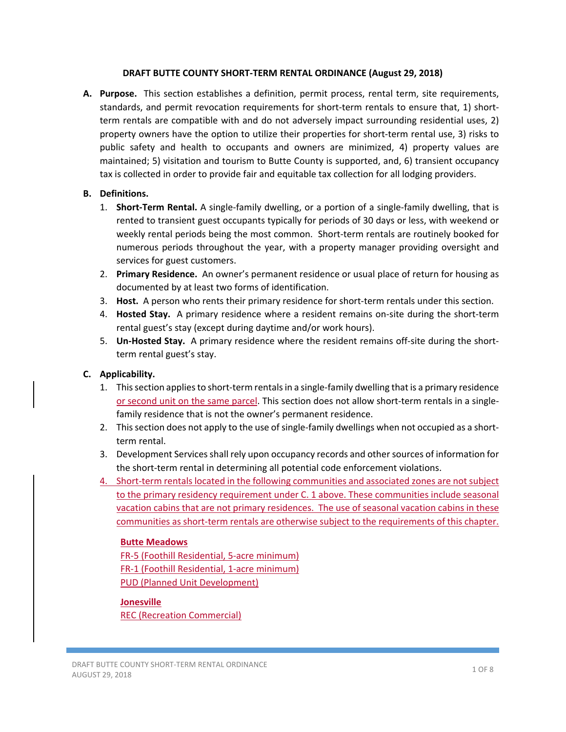**DRAFT BUTTE COUNTY SHORT-TERM RENTAL ORDINANCE (August 29, 2018)**

**A. Purpose.** This section establishes a definition, permit process, rental term, site requirements, standards, and permit revocation requirements for short-term rentals to ensure that, 1) short-term rentals are compatible with and do not adversely impact surrounding residential uses, 2) property owners have the option to utilize their properties for short-term rental use, 3) risks to public safety and health to occupants and owners are minimized, 4) property values are maintained; 5) visitation and tourism to Butte County is supported, and, 6) transient occupancy tax is collected in order to provide fair and equitable tax collection for all lodging providers.

**B. Definitions.**

1. **Short-Term Rental.** A single-family dwelling, or a portion of a single-family dwelling, that is rented to transient guest occupants typically for periods of 30 days or less, with weekend or weekly rental periods being the most common. Short-term rentals are routinely booked for numerous periods throughout the year, with a property manager providing oversight and services for guest customers.
2. **Primary Residence.** An owner's permanent residence or usual place of return for housing as documented by at least two forms of identification.
3. **Host.** A person who rents their primary residence for short-term rentals under this section.
4. **Hosted Stay.** A primary residence where a resident remains on-site during the short-term rental guest's stay (except during daytime and/or work hours).
5. **Un-Hosted Stay.** A primary residence where the resident remains off-site during the short-term rental guest's stay.

**C. Applicability.**

1. This section applies to short-term rentals in a single-family dwelling that is a primary residence or second unit on the same parcel. This section does not allow short-term rentals in a single-family residence that is not the owner's permanent residence.
2. This section does not apply to the use of single-family dwellings when not occupied as a short-term rental.
3. Development Services shall rely upon occupancy records and other sources of information for the short-term rental in determining all potential code enforcement violations.
4. Short-term rentals located in the following communities and associated zones are not subject to the primary residency requirement under C. 1 above. These communities include seasonal vacation cabins that are not primary residences. The use of seasonal vacation cabins in these communities as short-term rentals are otherwise subject to the requirements of this chapter.

   **Butte Meadows**
   FR-5 (Foothill Residential, 5-acre minimum)
   FR-1 (Foothill Residential, 1-acre minimum)
   PUD (Planned Unit Development)

   **Jonesville**
   REC (Recreation Commercial)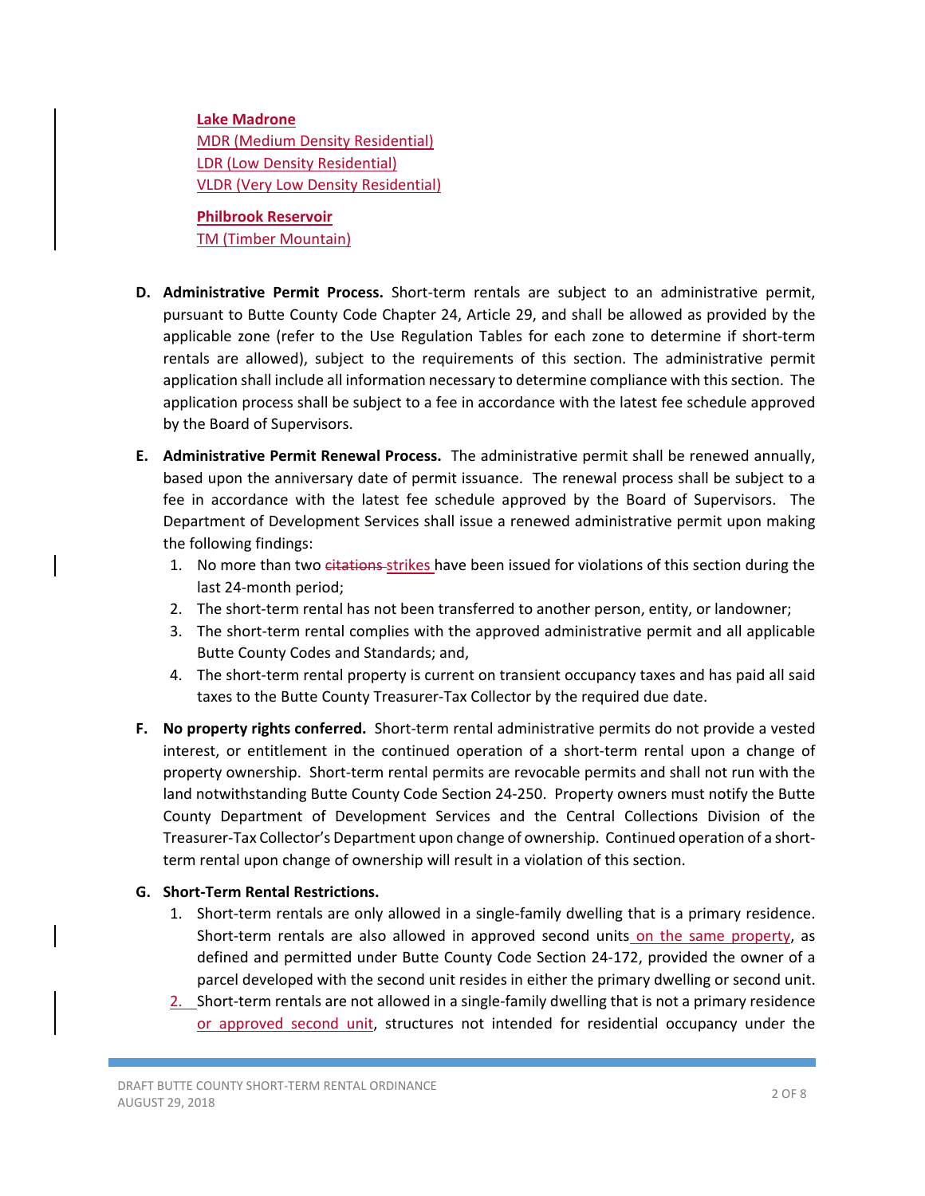**Lake Madrone**
MDR (Medium Density Residential)
LDR (Low Density Residential)
VLDR (Very Low Density Residential)

**Philbrook Reservoir**
TM (Timber Mountain)

**D. Administrative Permit Process.** Short-term rentals are subject to an administrative permit, pursuant to Butte County Code Chapter 24, Article 29, and shall be allowed as provided by the applicable zone (refer to the Use Regulation Tables for each zone to determine if short-term rentals are allowed), subject to the requirements of this section. The administrative permit application shall include all information necessary to determine compliance with this section. The application process shall be subject to a fee in accordance with the latest fee schedule approved by the Board of Supervisors.

**E. Administrative Permit Renewal Process.** The administrative permit shall be renewed annually, based upon the anniversary date of permit issuance. The renewal process shall be subject to a fee in accordance with the latest fee schedule approved by the Board of Supervisors. The Department of Development Services shall issue a renewed administrative permit upon making the following findings:

1. No more than two ~~citations~~ strikes have been issued for violations of this section during the last 24-month period;
2. The short-term rental has not been transferred to another person, entity, or landowner;
3. The short-term rental complies with the approved administrative permit and all applicable Butte County Codes and Standards; and,
4. The short-term rental property is current on transient occupancy taxes and has paid all said taxes to the Butte County Treasurer-Tax Collector by the required due date.

**F. No property rights conferred.** Short-term rental administrative permits do not provide a vested interest, or entitlement in the continued operation of a short-term rental upon a change of property ownership. Short-term rental permits are revocable permits and shall not run with the land notwithstanding Butte County Code Section 24-250. Property owners must notify the Butte County Department of Development Services and the Central Collections Division of the Treasurer-Tax Collector's Department upon change of ownership. Continued operation of a short-term rental upon change of ownership will result in a violation of this section.

**G. Short-Term Rental Restrictions.**

1. Short-term rentals are only allowed in a single-family dwelling that is a primary residence. Short-term rentals are also allowed in approved second units on the same property, as defined and permitted under Butte County Code Section 24-172, provided the owner of a parcel developed with the second unit resides in either the primary dwelling or second unit.
2. Short-term rentals are not allowed in a single-family dwelling that is not a primary residence or approved second unit, structures not intended for residential occupancy under the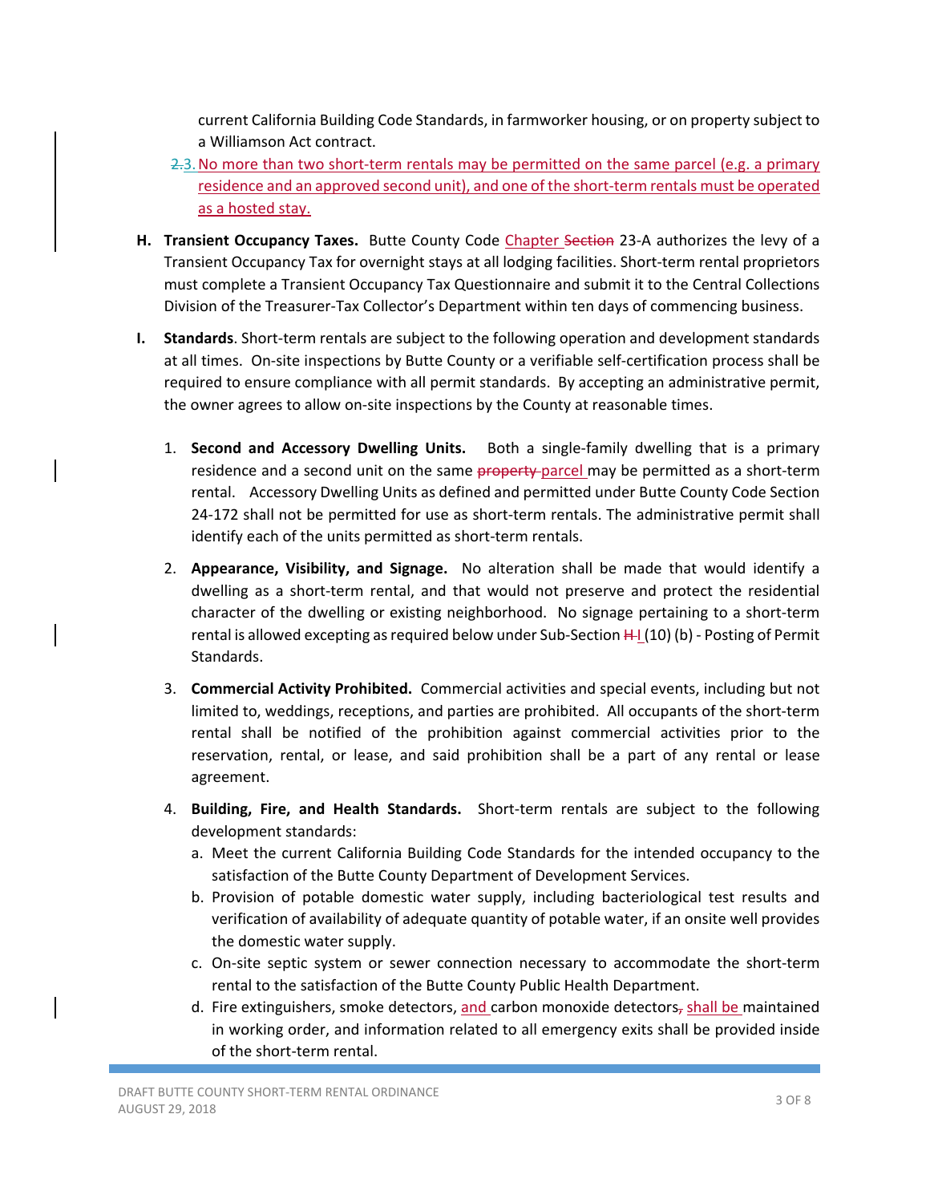current California Building Code Standards, in farmworker housing, or on property subject to a Williamson Act contract.

~~2.~~3. No more than two short-term rentals may be permitted on the same parcel (e.g. a primary residence and an approved second unit), and one of the short-term rentals must be operated as a hosted stay.

**H. Transient Occupancy Taxes.** Butte County Code Chapter ~~Section~~ 23-A authorizes the levy of a Transient Occupancy Tax for overnight stays at all lodging facilities. Short-term rental proprietors must complete a Transient Occupancy Tax Questionnaire and submit it to the Central Collections Division of the Treasurer-Tax Collector's Department within ten days of commencing business.

**I. Standards**. Short-term rentals are subject to the following operation and development standards at all times. On-site inspections by Butte County or a verifiable self-certification process shall be required to ensure compliance with all permit standards. By accepting an administrative permit, the owner agrees to allow on-site inspections by the County at reasonable times.

1. **Second and Accessory Dwelling Units.** Both a single-family dwelling that is a primary residence and a second unit on the same ~~property~~ parcel may be permitted as a short-term rental. Accessory Dwelling Units as defined and permitted under Butte County Code Section 24-172 shall not be permitted for use as short-term rentals. The administrative permit shall identify each of the units permitted as short-term rentals.

2. **Appearance, Visibility, and Signage.** No alteration shall be made that would identify a dwelling as a short-term rental, and that would not preserve and protect the residential character of the dwelling or existing neighborhood. No signage pertaining to a short-term rental is allowed excepting as required below under Sub-Section ~~H~~ I (10) (b) - Posting of Permit Standards.

3. **Commercial Activity Prohibited.** Commercial activities and special events, including but not limited to, weddings, receptions, and parties are prohibited. All occupants of the short-term rental shall be notified of the prohibition against commercial activities prior to the reservation, rental, or lease, and said prohibition shall be a part of any rental or lease agreement.

4. **Building, Fire, and Health Standards.** Short-term rentals are subject to the following development standards:
   a. Meet the current California Building Code Standards for the intended occupancy to the satisfaction of the Butte County Department of Development Services.
   b. Provision of potable domestic water supply, including bacteriological test results and verification of availability of adequate quantity of potable water, if an onsite well provides the domestic water supply.
   c. On-site septic system or sewer connection necessary to accommodate the short-term rental to the satisfaction of the Butte County Public Health Department.
   d. Fire extinguishers, smoke detectors, and carbon monoxide detectors~~,~~ shall be maintained in working order, and information related to all emergency exits shall be provided inside of the short-term rental.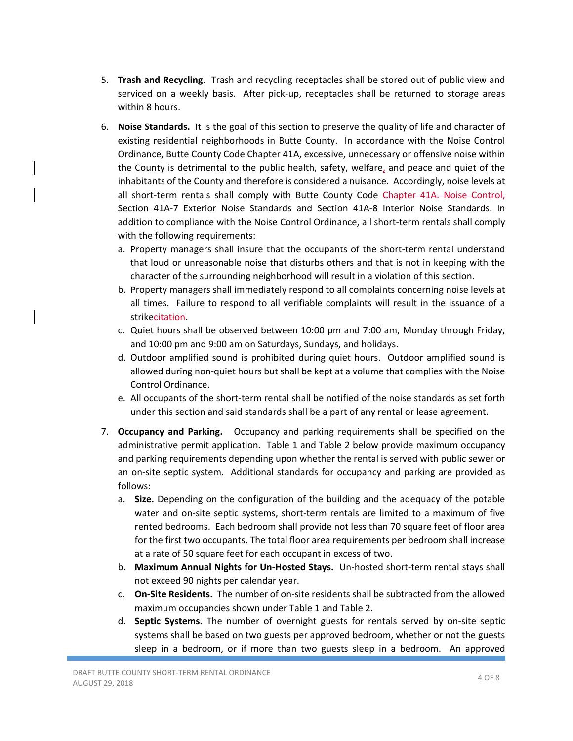5. **Trash and Recycling.** Trash and recycling receptacles shall be stored out of public view and serviced on a weekly basis. After pick-up, receptacles shall be returned to storage areas within 8 hours.

6. **Noise Standards.** It is the goal of this section to preserve the quality of life and character of existing residential neighborhoods in Butte County. In accordance with the Noise Control Ordinance, Butte County Code Chapter 41A, excessive, unnecessary or offensive noise within the County is detrimental to the public health, safety, welfare, and peace and quiet of the inhabitants of the County and therefore is considered a nuisance. Accordingly, noise levels at all short-term rentals shall comply with Butte County Code ~~Chapter 41A. Noise Control,~~ Section 41A-7 Exterior Noise Standards and Section 41A-8 Interior Noise Standards. In addition to compliance with the Noise Control Ordinance, all short-term rentals shall comply with the following requirements:
   a. Property managers shall insure that the occupants of the short-term rental understand that loud or unreasonable noise that disturbs others and that is not in keeping with the character of the surrounding neighborhood will result in a violation of this section.
   b. Property managers shall immediately respond to all complaints concerning noise levels at all times. Failure to respond to all verifiable complaints will result in the issuance of a strike~~citation~~.
   c. Quiet hours shall be observed between 10:00 pm and 7:00 am, Monday through Friday, and 10:00 pm and 9:00 am on Saturdays, Sundays, and holidays.
   d. Outdoor amplified sound is prohibited during quiet hours. Outdoor amplified sound is allowed during non-quiet hours but shall be kept at a volume that complies with the Noise Control Ordinance.
   e. All occupants of the short-term rental shall be notified of the noise standards as set forth under this section and said standards shall be a part of any rental or lease agreement.

7. **Occupancy and Parking.** Occupancy and parking requirements shall be specified on the administrative permit application. Table 1 and Table 2 below provide maximum occupancy and parking requirements depending upon whether the rental is served with public sewer or an on-site septic system. Additional standards for occupancy and parking are provided as follows:
   a. **Size.** Depending on the configuration of the building and the adequacy of the potable water and on-site septic systems, short-term rentals are limited to a maximum of five rented bedrooms. Each bedroom shall provide not less than 70 square feet of floor area for the first two occupants. The total floor area requirements per bedroom shall increase at a rate of 50 square feet for each occupant in excess of two.
   b. **Maximum Annual Nights for Un-Hosted Stays.** Un-hosted short-term rental stays shall not exceed 90 nights per calendar year.
   c. **On-Site Residents.** The number of on-site residents shall be subtracted from the allowed maximum occupancies shown under Table 1 and Table 2.
   d. **Septic Systems.** The number of overnight guests for rentals served by on-site septic systems shall be based on two guests per approved bedroom, whether or not the guests sleep in a bedroom, or if more than two guests sleep in a bedroom. An approved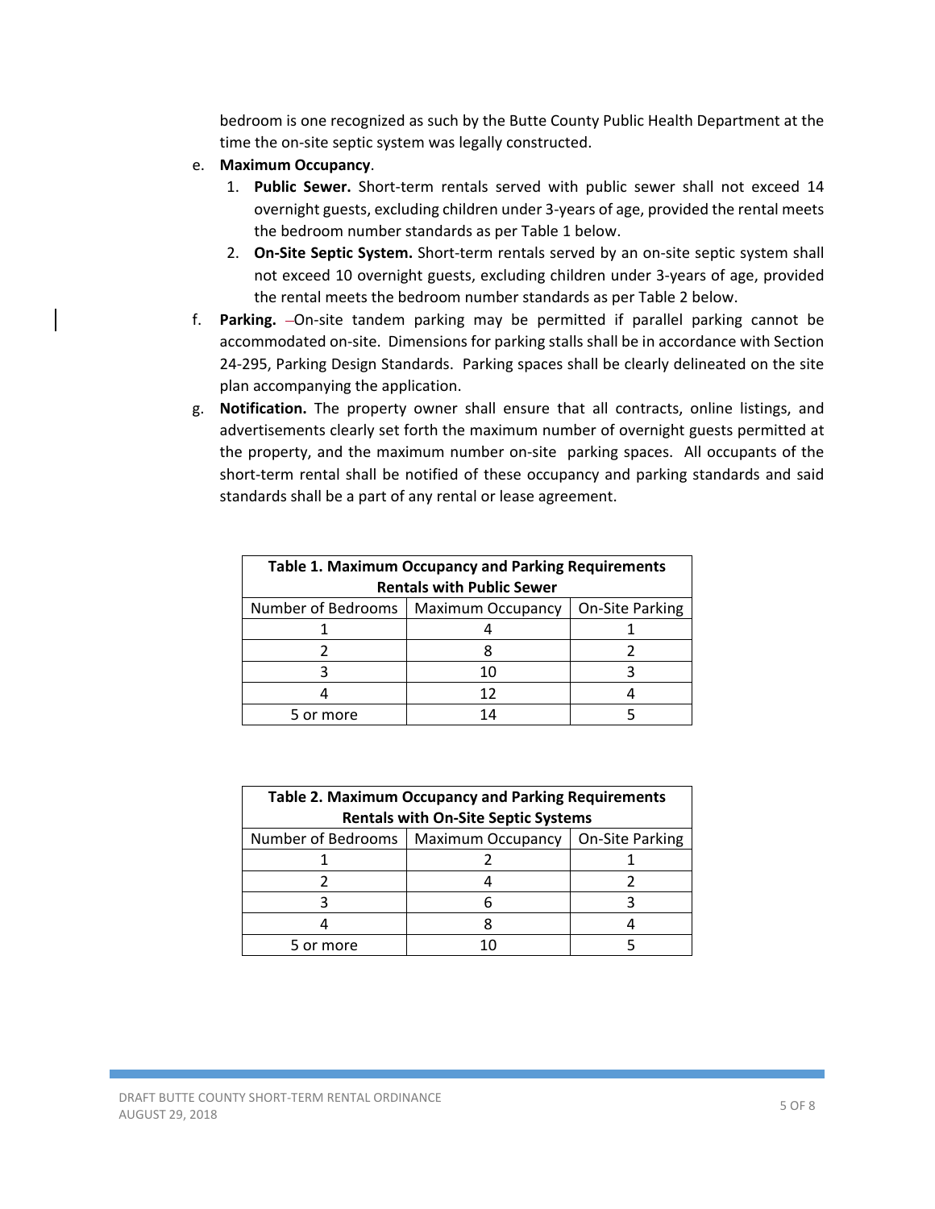bedroom is one recognized as such by the Butte County Public Health Department at the time the on-site septic system was legally constructed.

e. **Maximum Occupancy**.
   1. **Public Sewer.** Short-term rentals served with public sewer shall not exceed 14 overnight guests, excluding children under 3-years of age, provided the rental meets the bedroom number standards as per Table 1 below.
   2. **On-Site Septic System.** Short-term rentals served by an on-site septic system shall not exceed 10 overnight guests, excluding children under 3-years of age, provided the rental meets the bedroom number standards as per Table 2 below.

f. **Parking.** On-site tandem parking may be permitted if parallel parking cannot be accommodated on-site. Dimensions for parking stalls shall be in accordance with Section 24-295, Parking Design Standards. Parking spaces shall be clearly delineated on the site plan accompanying the application.

g. **Notification.** The property owner shall ensure that all contracts, online listings, and advertisements clearly set forth the maximum number of overnight guests permitted at the property, and the maximum number on-site parking spaces. All occupants of the short-term rental shall be notified of these occupancy and parking standards and said standards shall be a part of any rental or lease agreement.

| **Table 1. Maximum Occupancy and Parking Requirements Rentals with Public Sewer** | | |
|---|---|---|
| Number of Bedrooms | Maximum Occupancy | On-Site Parking |
| 1 | 4 | 1 |
| 2 | 8 | 2 |
| 3 | 10 | 3 |
| 4 | 12 | 4 |
| 5 or more | 14 | 5 |

| **Table 2. Maximum Occupancy and Parking Requirements Rentals with On-Site Septic Systems** | | |
|---|---|---|
| Number of Bedrooms | Maximum Occupancy | On-Site Parking |
| 1 | 2 | 1 |
| 2 | 4 | 2 |
| 3 | 6 | 3 |
| 4 | 8 | 4 |
| 5 or more | 10 | 5 |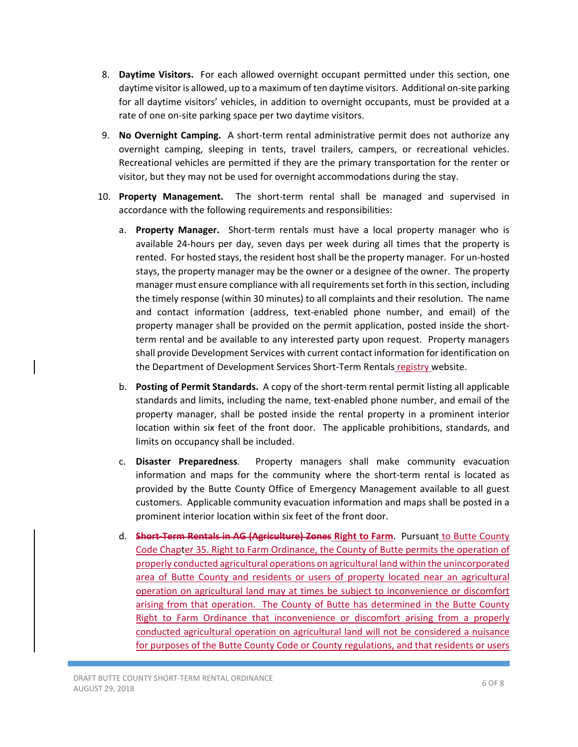8. **Daytime Visitors.** For each allowed overnight occupant permitted under this section, one daytime visitor is allowed, up to a maximum of ten daytime visitors. Additional on-site parking for all daytime visitors' vehicles, in addition to overnight occupants, must be provided at a rate of one on-site parking space per two daytime visitors.

9. **No Overnight Camping.** A short-term rental administrative permit does not authorize any overnight camping, sleeping in tents, travel trailers, campers, or recreational vehicles. Recreational vehicles are permitted if they are the primary transportation for the renter or visitor, but they may not be used for overnight accommodations during the stay.

10. **Property Management.** The short-term rental shall be managed and supervised in accordance with the following requirements and responsibilities:

    a. **Property Manager.** Short-term rentals must have a local property manager who is available 24-hours per day, seven days per week during all times that the property is rented. For hosted stays, the resident host shall be the property manager. For un-hosted stays, the property manager may be the owner or a designee of the owner. The property manager must ensure compliance with all requirements set forth in this section, including the timely response (within 30 minutes) to all complaints and their resolution. The name and contact information (address, text-enabled phone number, and email) of the property manager shall be provided on the permit application, posted inside the short-term rental and be available to any interested party upon request. Property managers shall provide Development Services with current contact information for identification on the Department of Development Services Short-Term Rentals registry website.

    b. **Posting of Permit Standards.** A copy of the short-term rental permit listing all applicable standards and limits, including the name, text-enabled phone number, and email of the property manager, shall be posted inside the rental property in a prominent interior location within six feet of the front door. The applicable prohibitions, standards, and limits on occupancy shall be included.

    c. **Disaster Preparedness**. Property managers shall make community evacuation information and maps for the community where the short-term rental is located as provided by the Butte County Office of Emergency Management available to all guest customers. Applicable community evacuation information and maps shall be posted in a prominent interior location within six feet of the front door.

    d. ~~**Short-Term Rentals in AG (Agriculture) Zones**~~ **Right to Farm**. Pursuant to Butte County Code Chapter 35. Right to Farm Ordinance, the County of Butte permits the operation of properly conducted agricultural operations on agricultural land within the unincorporated area of Butte County and residents or users of property located near an agricultural operation on agricultural land may at times be subject to inconvenience or discomfort arising from that operation. The County of Butte has determined in the Butte County Right to Farm Ordinance that inconvenience or discomfort arising from a properly conducted agricultural operation on agricultural land will not be considered a nuisance for purposes of the Butte County Code or County regulations, and that residents or users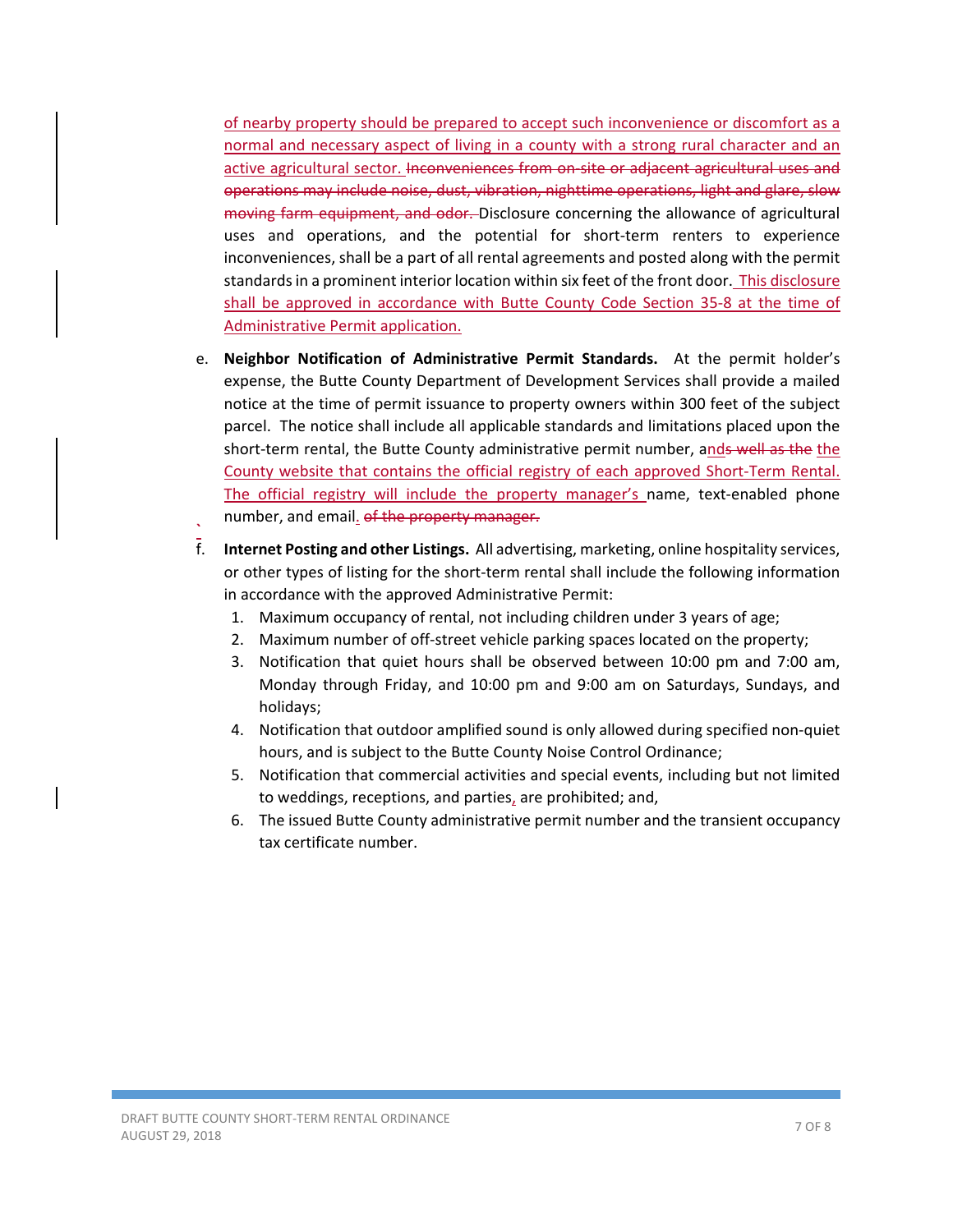of nearby property should be prepared to accept such inconvenience or discomfort as a normal and necessary aspect of living in a county with a strong rural character and an active agricultural sector. ~~Inconveniences from on-site or adjacent agricultural uses and operations may include noise, dust, vibration, nighttime operations, light and glare, slow moving farm equipment, and odor.~~ Disclosure concerning the allowance of agricultural uses and operations, and the potential for short-term renters to experience inconveniences, shall be a part of all rental agreements and posted along with the permit standards in a prominent interior location within six feet of the front door. This disclosure shall be approved in accordance with Butte County Code Section 35-8 at the time of Administrative Permit application.

e. **Neighbor Notification of Administrative Permit Standards.** At the permit holder's expense, the Butte County Department of Development Services shall provide a mailed notice at the time of permit issuance to property owners within 300 feet of the subject parcel. The notice shall include all applicable standards and limitations placed upon the short-term rental, the Butte County administrative permit number, ands ~~well as the~~ the County website that contains the official registry of each approved Short-Term Rental. The official registry will include the property manager's name, text-enabled phone number, and email. ~~of the property manager.~~

f. **Internet Posting and other Listings.** All advertising, marketing, online hospitality services, or other types of listing for the short-term rental shall include the following information in accordance with the approved Administrative Permit:
   1. Maximum occupancy of rental, not including children under 3 years of age;
   2. Maximum number of off-street vehicle parking spaces located on the property;
   3. Notification that quiet hours shall be observed between 10:00 pm and 7:00 am, Monday through Friday, and 10:00 pm and 9:00 am on Saturdays, Sundays, and holidays;
   4. Notification that outdoor amplified sound is only allowed during specified non-quiet hours, and is subject to the Butte County Noise Control Ordinance;
   5. Notification that commercial activities and special events, including but not limited to weddings, receptions, and parties, are prohibited; and,
   6. The issued Butte County administrative permit number and the transient occupancy tax certificate number.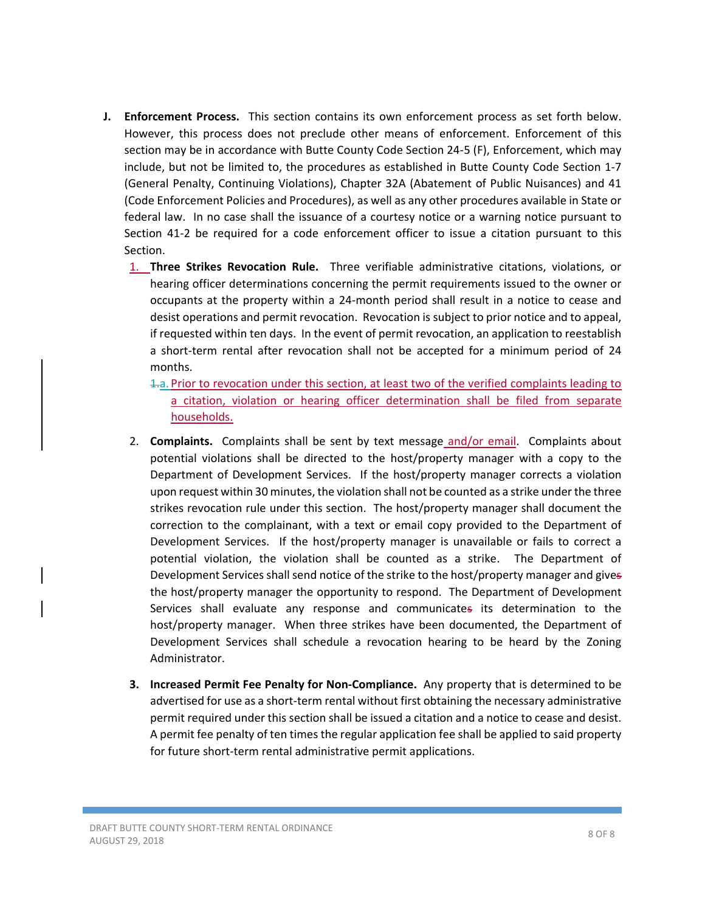**J. Enforcement Process.** This section contains its own enforcement process as set forth below. However, this process does not preclude other means of enforcement. Enforcement of this section may be in accordance with Butte County Code Section 24-5 (F), Enforcement, which may include, but not be limited to, the procedures as established in Butte County Code Section 1-7 (General Penalty, Continuing Violations), Chapter 32A (Abatement of Public Nuisances) and 41 (Code Enforcement Policies and Procedures), as well as any other procedures available in State or federal law. In no case shall the issuance of a courtesy notice or a warning notice pursuant to Section 41-2 be required for a code enforcement officer to issue a citation pursuant to this Section.

1. **Three Strikes Revocation Rule.** Three verifiable administrative citations, violations, or hearing officer determinations concerning the permit requirements issued to the owner or occupants at the property within a 24-month period shall result in a notice to cease and desist operations and permit revocation. Revocation is subject to prior notice and to appeal, if requested within ten days. In the event of permit revocation, an application to reestablish a short-term rental after revocation shall not be accepted for a minimum period of 24 months.

   a. Prior to revocation under this section, at least two of the verified complaints leading to a citation, violation or hearing officer determination shall be filed from separate households.

2. **Complaints.** Complaints shall be sent by text message and/or email. Complaints about potential violations shall be directed to the host/property manager with a copy to the Department of Development Services. If the host/property manager corrects a violation upon request within 30 minutes, the violation shall not be counted as a strike under the three strikes revocation rule under this section. The host/property manager shall document the correction to the complainant, with a text or email copy provided to the Department of Development Services. If the host/property manager is unavailable or fails to correct a potential violation, the violation shall be counted as a strike. The Department of Development Services shall send notice of the strike to the host/property manager and give the host/property manager the opportunity to respond. The Department of Development Services shall evaluate any response and communicate its determination to the host/property manager. When three strikes have been documented, the Department of Development Services shall schedule a revocation hearing to be heard by the Zoning Administrator.

3. **Increased Permit Fee Penalty for Non-Compliance.** Any property that is determined to be advertised for use as a short-term rental without first obtaining the necessary administrative permit required under this section shall be issued a citation and a notice to cease and desist. A permit fee penalty of ten times the regular application fee shall be applied to said property for future short-term rental administrative permit applications.